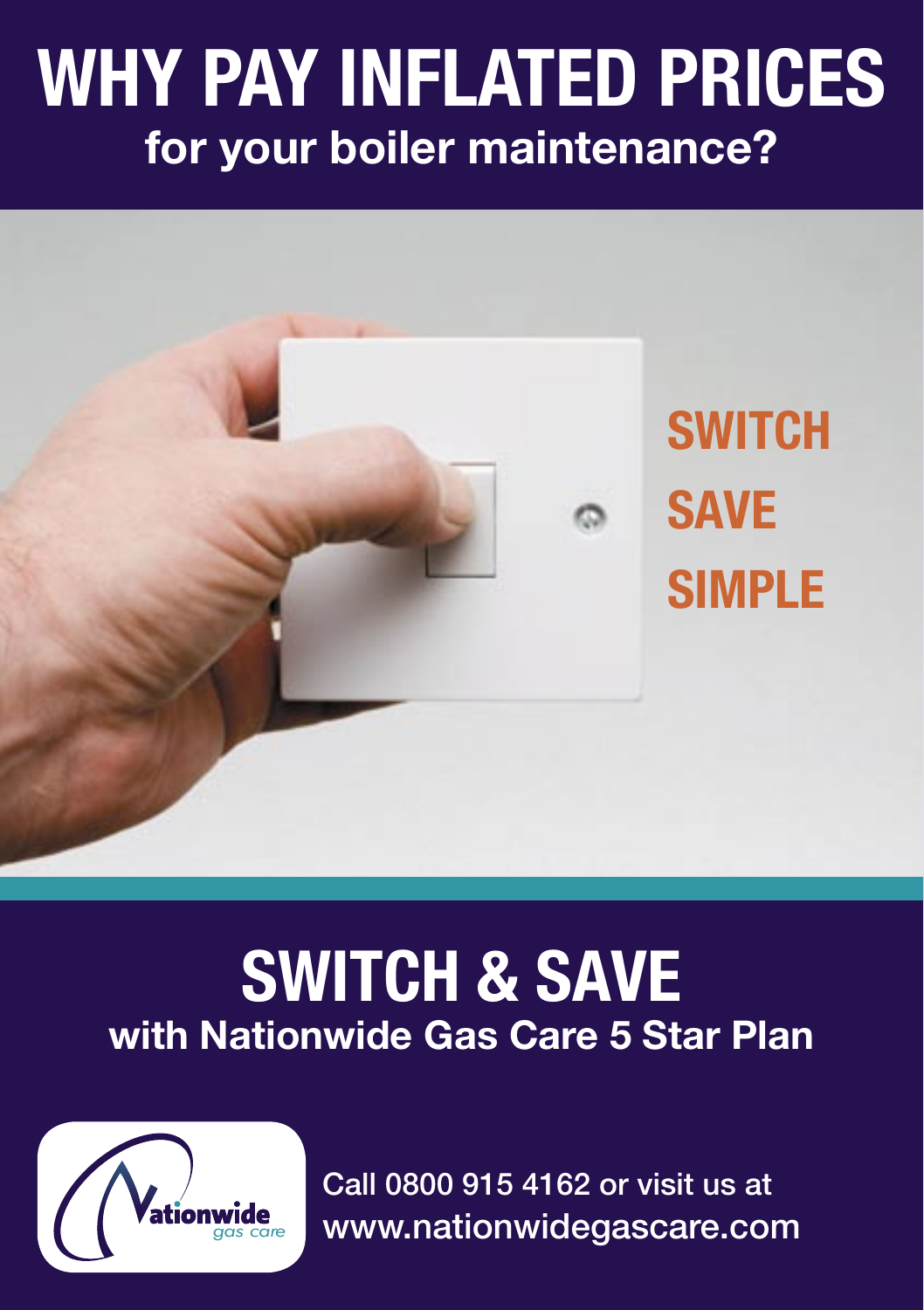# WHY PAY INFLATED PRICES

## for your boiler maintenance?

**SWITCH**

**SAVE**

**SIMPLE**

# SWITCH & SAVE

## with Nationwide Gas Care 5 Star Plan

Nationwide gas care

Call 0800 915 4162 or visit us at
www.nationwidegascare.com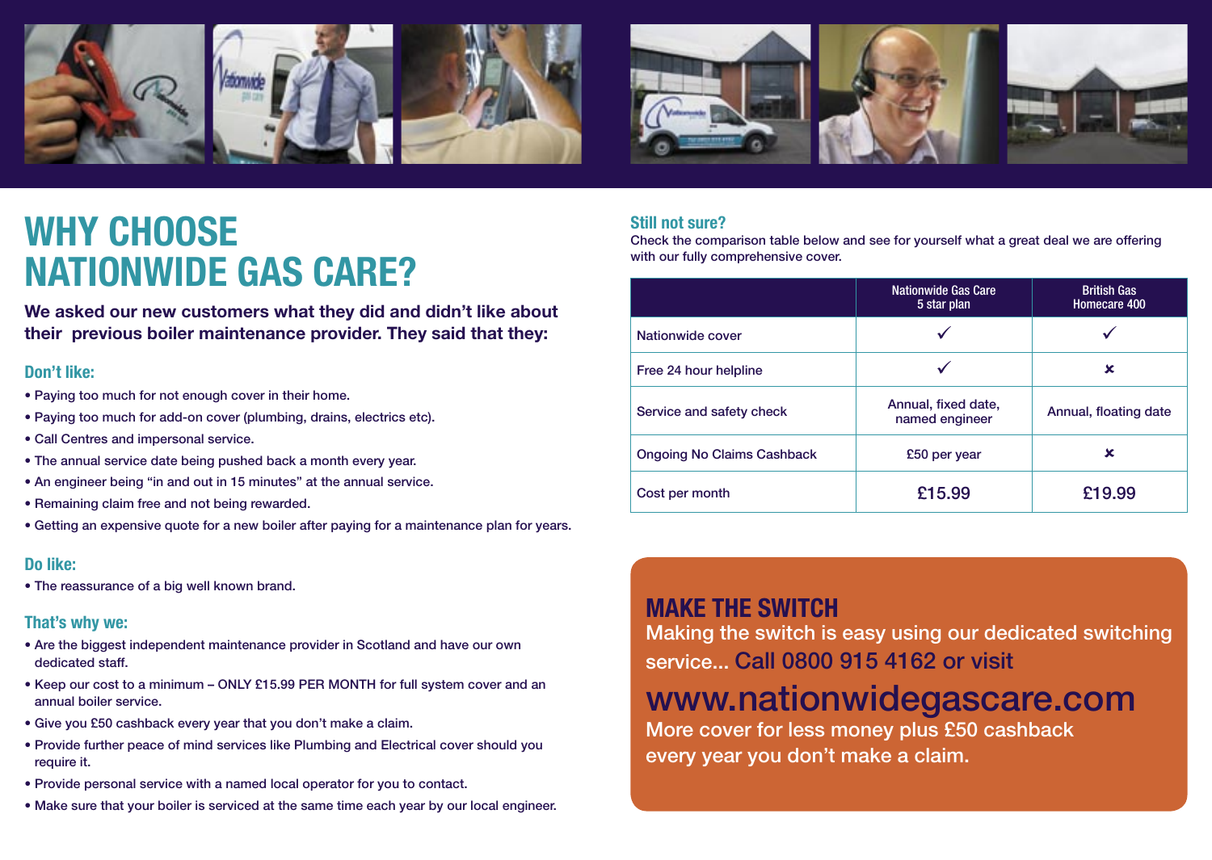# WHY CHOOSE NATIONWIDE GAS CARE?

**We asked our new customers what they did and didn't like about their previous boiler maintenance provider. They said that they:**

## Don't like:

- Paying too much for not enough cover in their home.
- Paying too much for add-on cover (plumbing, drains, electrics etc).
- Call Centres and impersonal service.
- The annual service date being pushed back a month every year.
- An engineer being "in and out in 15 minutes" at the annual service.
- Remaining claim free and not being rewarded.
- Getting an expensive quote for a new boiler after paying for a maintenance plan for years.

## Do like:

- The reassurance of a big well known brand.

## That's why we:

- Are the biggest independent maintenance provider in Scotland and have our own dedicated staff.
- Keep our cost to a minimum – ONLY £15.99 PER MONTH for full system cover and an annual boiler service.
- Give you £50 cashback every year that you don't make a claim.
- Provide further peace of mind services like Plumbing and Electrical cover should you require it.
- Provide personal service with a named local operator for you to contact.
- Make sure that your boiler is serviced at the same time each year by our local engineer.

## Still not sure?

Check the comparison table below and see for yourself what a great deal we are offering with our fully comprehensive cover.

| | Nationwide Gas Care 5 star plan | British Gas Homecare 400 |
|---|---|---|
| Nationwide cover | ✓ | ✓ |
| Free 24 hour helpline | ✓ | ✗ |
| Service and safety check | Annual, fixed date, named engineer | Annual, floating date |
| Ongoing No Claims Cashback | £50 per year | ✗ |
| Cost per month | £15.99 | £19.99 |

## MAKE THE SWITCH

Making the switch is easy using our dedicated switching service... Call 0800 915 4162 or visit

**www.nationwidegascare.com**

More cover for less money plus £50 cashback every year you don't make a claim.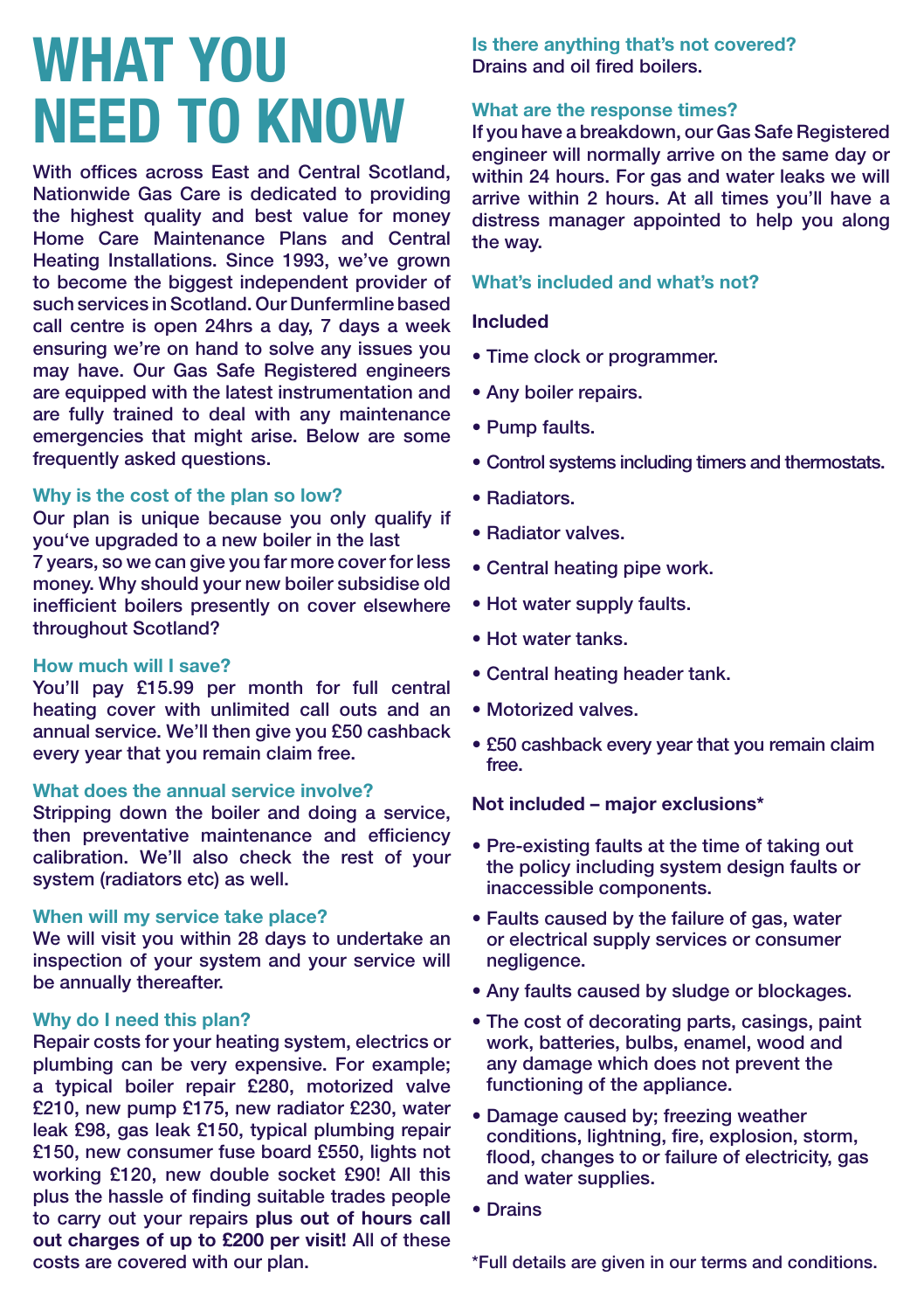# WHAT YOU NEED TO KNOW

With offices across East and Central Scotland, Nationwide Gas Care is dedicated to providing the highest quality and best value for money Home Care Maintenance Plans and Central Heating Installations. Since 1993, we've grown to become the biggest independent provider of such services in Scotland. Our Dunfermline based call centre is open 24hrs a day, 7 days a week ensuring we're on hand to solve any issues you may have. Our Gas Safe Registered engineers are equipped with the latest instrumentation and are fully trained to deal with any maintenance emergencies that might arise. Below are some frequently asked questions.

### Why is the cost of the plan so low?

Our plan is unique because you only qualify if you've upgraded to a new boiler in the last 7 years, so we can give you far more cover for less money. Why should your new boiler subsidise old inefficient boilers presently on cover elsewhere throughout Scotland?

### How much will I save?

You'll pay £15.99 per month for full central heating cover with unlimited call outs and an annual service. We'll then give you £50 cashback every year that you remain claim free.

### What does the annual service involve?

Stripping down the boiler and doing a service, then preventative maintenance and efficiency calibration. We'll also check the rest of your system (radiators etc) as well.

### When will my service take place?

We will visit you within 28 days to undertake an inspection of your system and your service will be annually thereafter.

### Why do I need this plan?

Repair costs for your heating system, electrics or plumbing can be very expensive. For example; a typical boiler repair £280, motorized valve £210, new pump £175, new radiator £230, water leak £98, gas leak £150, typical plumbing repair £150, new consumer fuse board £550, lights not working £120, new double socket £90! All this plus the hassle of finding suitable trades people to carry out your repairs **plus out of hours call out charges of up to £200 per visit!** All of these costs are covered with our plan.

### Is there anything that's not covered?

Drains and oil fired boilers.

### What are the response times?

If you have a breakdown, our Gas Safe Registered engineer will normally arrive on the same day or within 24 hours. For gas and water leaks we will arrive within 2 hours. At all times you'll have a distress manager appointed to help you along the way.

### What's included and what's not?

**Included**

- Time clock or programmer.
- Any boiler repairs.
- Pump faults.
- Control systems including timers and thermostats.
- Radiators.
- Radiator valves.
- Central heating pipe work.
- Hot water supply faults.
- Hot water tanks.
- Central heating header tank.
- Motorized valves.
- £50 cashback every year that you remain claim free.

**Not included – major exclusions***

- Pre-existing faults at the time of taking out the policy including system design faults or inaccessible components.
- Faults caused by the failure of gas, water or electrical supply services or consumer negligence.
- Any faults caused by sludge or blockages.
- The cost of decorating parts, casings, paint work, batteries, bulbs, enamel, wood and any damage which does not prevent the functioning of the appliance.
- Damage caused by; freezing weather conditions, lightning, fire, explosion, storm, flood, changes to or failure of electricity, gas and water supplies.
- Drains

*Full details are given in our terms and conditions.